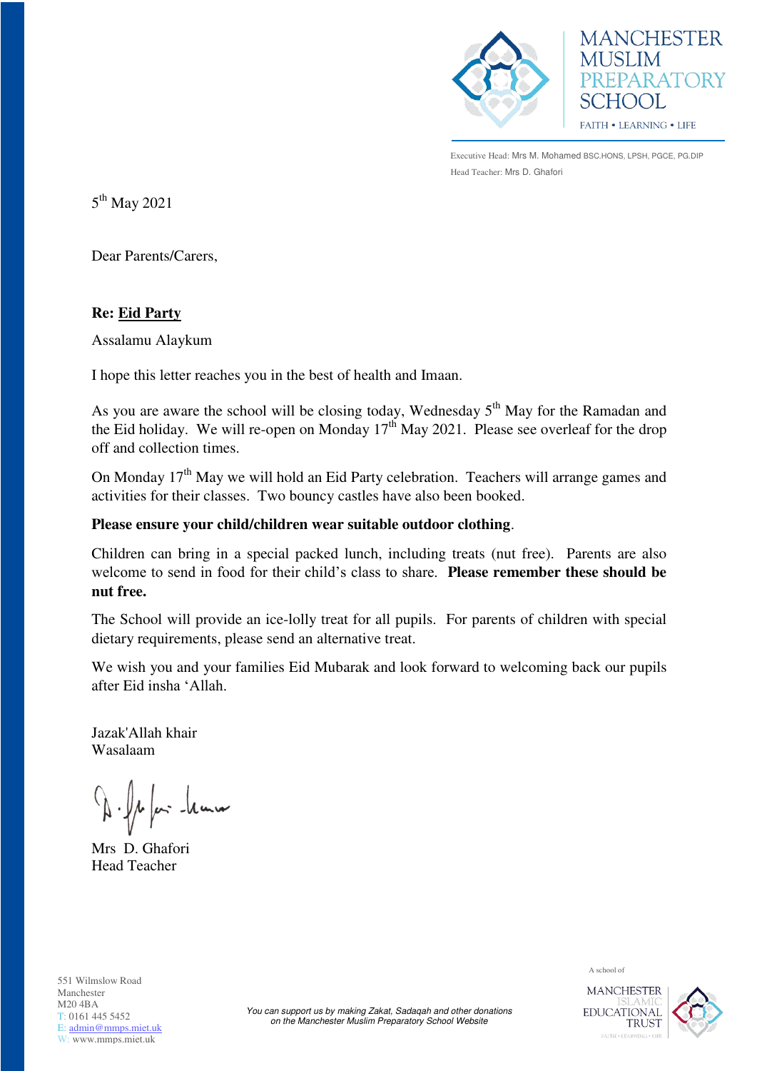MANCHESTER MUSLIM PREPARATORY SCHOOL

FAITH • LEARNING • LIFE

Executive Head: Mrs M. Mohamed BSC.HONS, LPSH, PGCE, PG.DIP
Head Teacher: Mrs D. Ghafori

5th May 2021

Dear Parents/Carers,

**Re: <u>Eid Party</u>**

Assalamu Alaykum

I hope this letter reaches you in the best of health and Imaan.

As you are aware the school will be closing today, Wednesday 5th May for the Ramadan and the Eid holiday. We will re-open on Monday 17th May 2021. Please see overleaf for the drop off and collection times.

On Monday 17th May we will hold an Eid Party celebration. Teachers will arrange games and activities for their classes. Two bouncy castles have also been booked.

**Please ensure your child/children wear suitable outdoor clothing**.

Children can bring in a special packed lunch, including treats (nut free). Parents are also welcome to send in food for their child's class to share. **Please remember these should be nut free.**

The School will provide an ice-lolly treat for all pupils. For parents of children with special dietary requirements, please send an alternative treat.

We wish you and your families Eid Mubarak and look forward to welcoming back our pupils after Eid insha 'Allah.

Jazak'Allah khair
Wasalaam

Mrs D. Ghafori
Head Teacher

551 Wilmslow Road
Manchester
M20 4BA
T: 0161 445 5452
E: admin@mmps.miet.uk
W: www.mmps.miet.uk

*You can support us by making Zakat, Sadaqah and other donations on the Manchester Muslim Preparatory School Website*

A school of MANCHESTER ISLAMIC EDUCATIONAL TRUST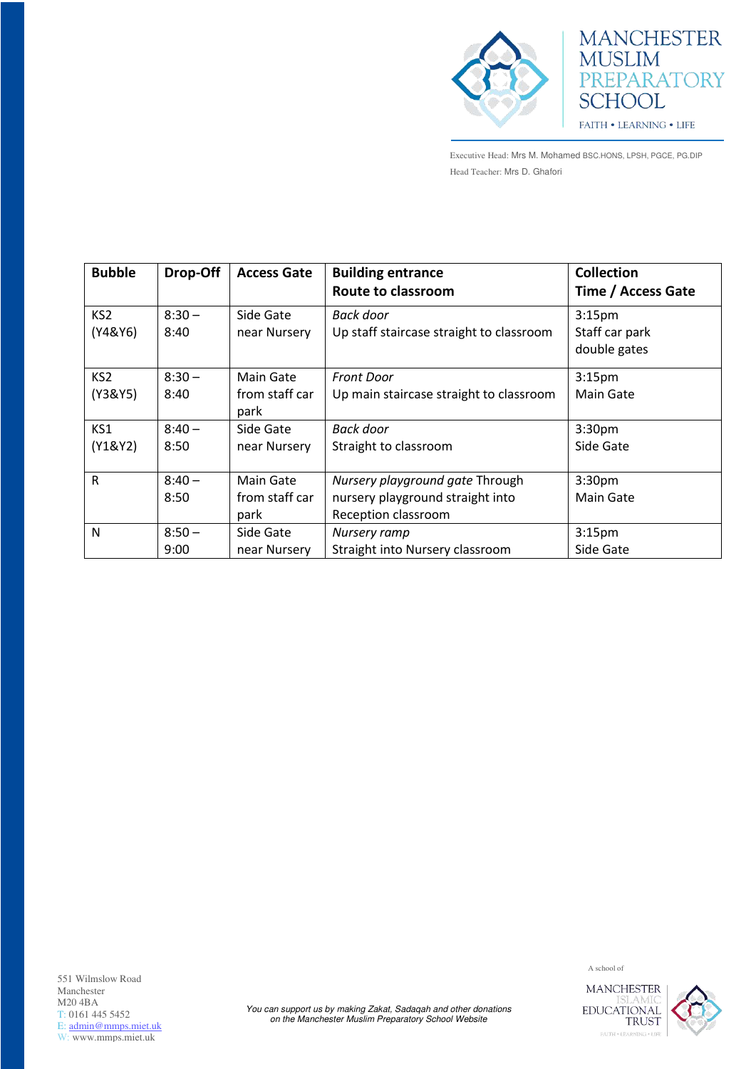| Bubble | Drop-Off | Access Gate | Building entrance Route to classroom | Collection Time / Access Gate |
|---|---|---|---|---|
| KS2 (Y4&Y6) | 8:30 – 8:40 | Side Gate near Nursery | *Back door* Up staff staircase straight to classroom | 3:15pm Staff car park double gates |
| KS2 (Y3&Y5) | 8:30 – 8:40 | Main Gate from staff car park | *Front Door* Up main staircase straight to classroom | 3:15pm Main Gate |
| KS1 (Y1&Y2) | 8:40 – 8:50 | Side Gate near Nursery | *Back door* Straight to classroom | 3:30pm Side Gate |
| R | 8:40 – 8:50 | Main Gate from staff car park | *Nursery playground gate* Through nursery playground straight into Reception classroom | 3:30pm Main Gate |
| N | 8:50 – 9:00 | Side Gate near Nursery | *Nursery ramp* Straight into Nursery classroom | 3:15pm Side Gate |